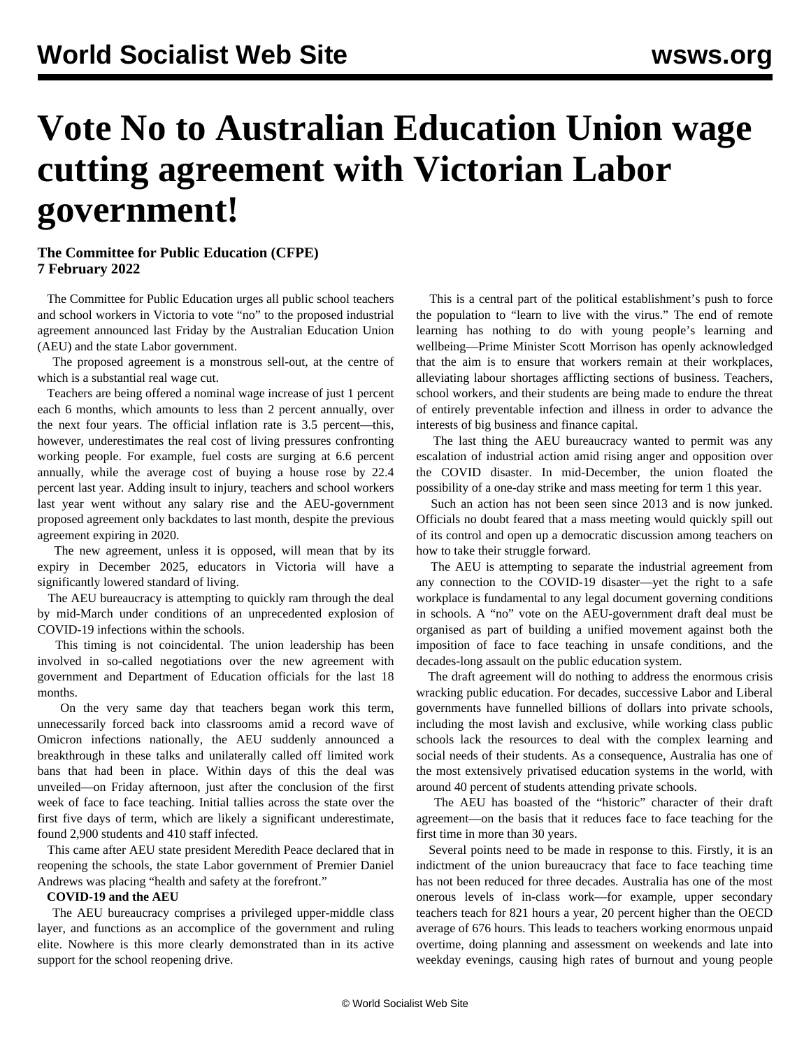# Vote No to Australian Education Union wage cutting agreement with Victorian Labor government!

**The Committee for Public Education (CFPE)**
**7 February 2022**

The Committee for Public Education urges all public school teachers and school workers in Victoria to vote "no" to the proposed industrial agreement announced last Friday by the Australian Education Union (AEU) and the state Labor government.

The proposed agreement is a monstrous sell-out, at the centre of which is a substantial real wage cut.

Teachers are being offered a nominal wage increase of just 1 percent each 6 months, which amounts to less than 2 percent annually, over the next four years. The official inflation rate is 3.5 percent—this, however, underestimates the real cost of living pressures confronting working people. For example, fuel costs are surging at 6.6 percent annually, while the average cost of buying a house rose by 22.4 percent last year. Adding insult to injury, teachers and school workers last year went without any salary rise and the AEU-government proposed agreement only backdates to last month, despite the previous agreement expiring in 2020.

The new agreement, unless it is opposed, will mean that by its expiry in December 2025, educators in Victoria will have a significantly lowered standard of living.

The AEU bureaucracy is attempting to quickly ram through the deal by mid-March under conditions of an unprecedented explosion of COVID-19 infections within the schools.

This timing is not coincidental. The union leadership has been involved in so-called negotiations over the new agreement with government and Department of Education officials for the last 18 months.

On the very same day that teachers began work this term, unnecessarily forced back into classrooms amid a record wave of Omicron infections nationally, the AEU suddenly announced a breakthrough in these talks and unilaterally called off limited work bans that had been in place. Within days of this the deal was unveiled—on Friday afternoon, just after the conclusion of the first week of face to face teaching. Initial tallies across the state over the first five days of term, which are likely a significant underestimate, found 2,900 students and 410 staff infected.

This came after AEU state president Meredith Peace declared that in reopening the schools, the state Labor government of Premier Daniel Andrews was placing "health and safety at the forefront."

**COVID-19 and the AEU**

The AEU bureaucracy comprises a privileged upper-middle class layer, and functions as an accomplice of the government and ruling elite. Nowhere is this more clearly demonstrated than in its active support for the school reopening drive.

This is a central part of the political establishment's push to force the population to "learn to live with the virus." The end of remote learning has nothing to do with young people's learning and wellbeing—Prime Minister Scott Morrison has openly acknowledged that the aim is to ensure that workers remain at their workplaces, alleviating labour shortages afflicting sections of business. Teachers, school workers, and their students are being made to endure the threat of entirely preventable infection and illness in order to advance the interests of big business and finance capital.

The last thing the AEU bureaucracy wanted to permit was any escalation of industrial action amid rising anger and opposition over the COVID disaster. In mid-December, the union floated the possibility of a one-day strike and mass meeting for term 1 this year.

Such an action has not been seen since 2013 and is now junked. Officials no doubt feared that a mass meeting would quickly spill out of its control and open up a democratic discussion among teachers on how to take their struggle forward.

The AEU is attempting to separate the industrial agreement from any connection to the COVID-19 disaster—yet the right to a safe workplace is fundamental to any legal document governing conditions in schools. A "no" vote on the AEU-government draft deal must be organised as part of building a unified movement against both the imposition of face to face teaching in unsafe conditions, and the decades-long assault on the public education system.

The draft agreement will do nothing to address the enormous crisis wracking public education. For decades, successive Labor and Liberal governments have funnelled billions of dollars into private schools, including the most lavish and exclusive, while working class public schools lack the resources to deal with the complex learning and social needs of their students. As a consequence, Australia has one of the most extensively privatised education systems in the world, with around 40 percent of students attending private schools.

The AEU has boasted of the "historic" character of their draft agreement—on the basis that it reduces face to face teaching for the first time in more than 30 years.

Several points need to be made in response to this. Firstly, it is an indictment of the union bureaucracy that face to face teaching time has not been reduced for three decades. Australia has one of the most onerous levels of in-class work—for example, upper secondary teachers teach for 821 hours a year, 20 percent higher than the OECD average of 676 hours. This leads to teachers working enormous unpaid overtime, doing planning and assessment on weekends and late into weekday evenings, causing high rates of burnout and young people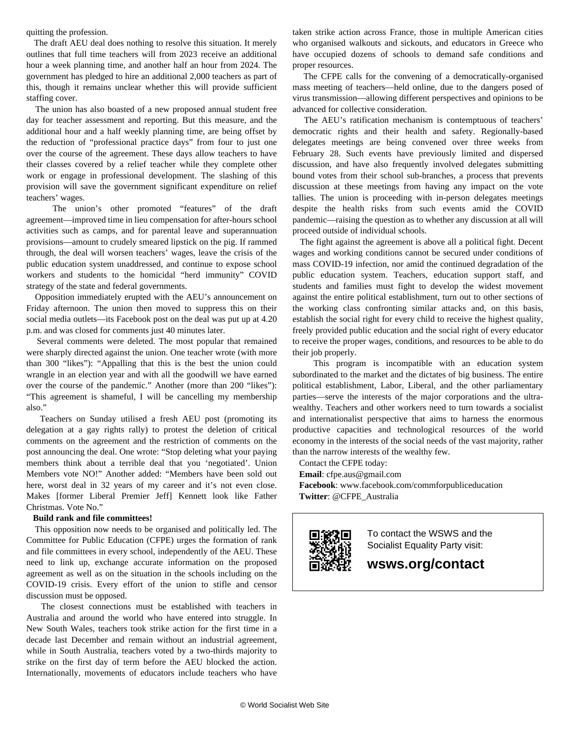quitting the profession.

The draft AEU deal does nothing to resolve this situation. It merely outlines that full time teachers will from 2023 receive an additional hour a week planning time, and another half an hour from 2024. The government has pledged to hire an additional 2,000 teachers as part of this, though it remains unclear whether this will provide sufficient staffing cover.

The union has also boasted of a new proposed annual student free day for teacher assessment and reporting. But this measure, and the additional hour and a half weekly planning time, are being offset by the reduction of "professional practice days" from four to just one over the course of the agreement. These days allow teachers to have their classes covered by a relief teacher while they complete other work or engage in professional development. The slashing of this provision will save the government significant expenditure on relief teachers' wages.

The union's other promoted "features" of the draft agreement—improved time in lieu compensation for after-hours school activities such as camps, and for parental leave and superannuation provisions—amount to crudely smeared lipstick on the pig. If rammed through, the deal will worsen teachers' wages, leave the crisis of the public education system unaddressed, and continue to expose school workers and students to the homicidal "herd immunity" COVID strategy of the state and federal governments.

Opposition immediately erupted with the AEU's announcement on Friday afternoon. The union then moved to suppress this on their social media outlets—its Facebook post on the deal was put up at 4.20 p.m. and was closed for comments just 40 minutes later.

Several comments were deleted. The most popular that remained were sharply directed against the union. One teacher wrote (with more than 300 "likes"): "Appalling that this is the best the union could wrangle in an election year and with all the goodwill we have earned over the course of the pandemic." Another (more than 200 "likes"): "This agreement is shameful, I will be cancelling my membership also."

Teachers on Sunday utilised a fresh AEU post (promoting its delegation at a gay rights rally) to protest the deletion of critical comments on the agreement and the restriction of comments on the post announcing the deal. One wrote: "Stop deleting what your paying members think about a terrible deal that you 'negotiated'. Union Members vote NO!" Another added: "Members have been sold out here, worst deal in 32 years of my career and it's not even close. Makes [former Liberal Premier Jeff] Kennett look like Father Christmas. Vote No."

**Build rank and file committees!**

This opposition now needs to be organised and politically led. The Committee for Public Education (CFPE) urges the formation of rank and file committees in every school, independently of the AEU. These need to link up, exchange accurate information on the proposed agreement as well as on the situation in the schools including on the COVID-19 crisis. Every effort of the union to stifle and censor discussion must be opposed.

The closest connections must be established with teachers in Australia and around the world who have entered into struggle. In New South Wales, teachers took strike action for the first time in a decade last December and remain without an industrial agreement, while in South Australia, teachers voted by a two-thirds majority to strike on the first day of term before the AEU blocked the action. Internationally, movements of educators include teachers who have taken strike action across France, those in multiple American cities who organised walkouts and sickouts, and educators in Greece who have occupied dozens of schools to demand safe conditions and proper resources.

The CFPE calls for the convening of a democratically-organised mass meeting of teachers—held online, due to the dangers posed of virus transmission—allowing different perspectives and opinions to be advanced for collective consideration.

The AEU's ratification mechanism is contemptuous of teachers' democratic rights and their health and safety. Regionally-based delegates meetings are being convened over three weeks from February 28. Such events have previously limited and dispersed discussion, and have also frequently involved delegates submitting bound votes from their school sub-branches, a process that prevents discussion at these meetings from having any impact on the vote tallies. The union is proceeding with in-person delegates meetings despite the health risks from such events amid the COVID pandemic—raising the question as to whether any discussion at all will proceed outside of individual schools.

The fight against the agreement is above all a political fight. Decent wages and working conditions cannot be secured under conditions of mass COVID-19 infection, nor amid the continued degradation of the public education system. Teachers, education support staff, and students and families must fight to develop the widest movement against the entire political establishment, turn out to other sections of the working class confronting similar attacks and, on this basis, establish the social right for every child to receive the highest quality, freely provided public education and the social right of every educator to receive the proper wages, conditions, and resources to be able to do their job properly.

This program is incompatible with an education system subordinated to the market and the dictates of big business. The entire political establishment, Labor, Liberal, and the other parliamentary parties—serve the interests of the major corporations and the ultra-wealthy. Teachers and other workers need to turn towards a socialist and internationalist perspective that aims to harness the enormous productive capacities and technological resources of the world economy in the interests of the social needs of the vast majority, rather than the narrow interests of the wealthy few.

Contact the CFPE today:

**Email**: cfpe.aus@gmail.com

**Facebook**: www.facebook.com/commforpubliceducation

**Twitter**: @CFPE_Australia

To contact the WSWS and the Socialist Equality Party visit:

**wsws.org/contact**